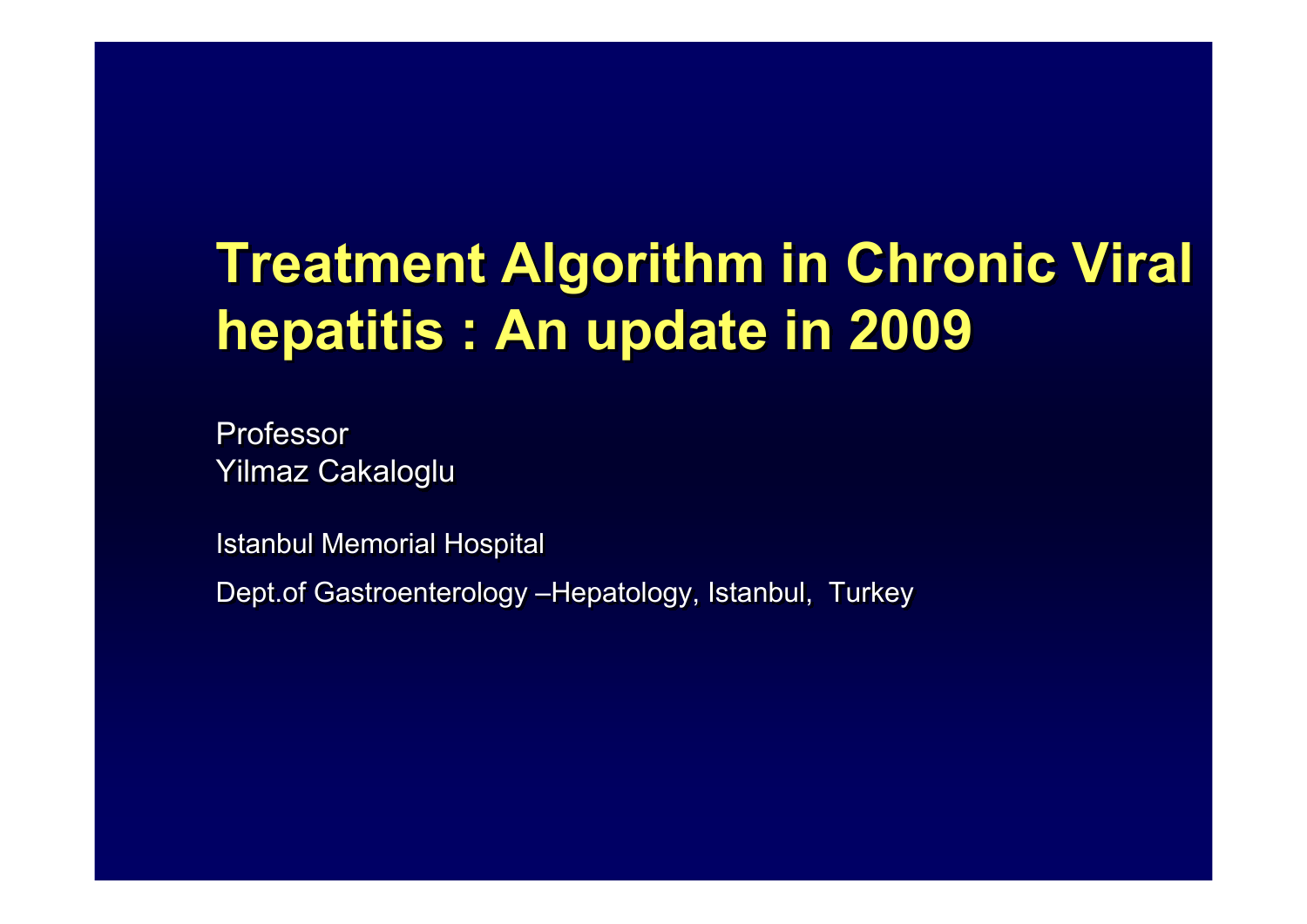# Treatment Algorithm in Chronic Viral hepatitis : An update in 2009

Professor
Yilmaz Cakaloglu

Istanbul Memorial Hospital

Dept.of Gastroenterology –Hepatology, Istanbul, Turkey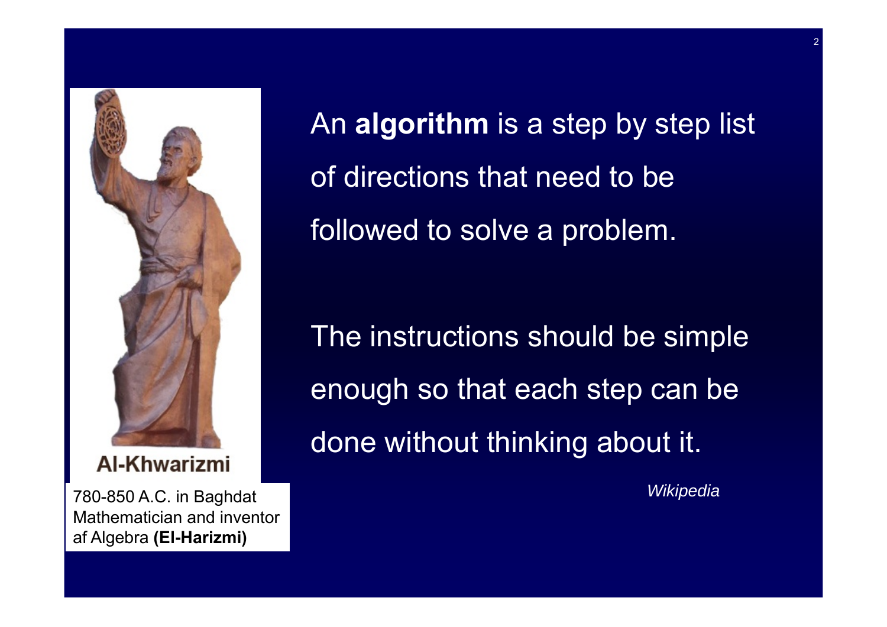Al-Khwarizmi

780-850 A.C. in Baghdat
Mathematician and inventor af Algebra **(El-Harizmi)**

An **algorithm** is a step by step list of directions that need to be followed to solve a problem.

The instructions should be simple enough so that each step can be done without thinking about it.

*Wikipedia*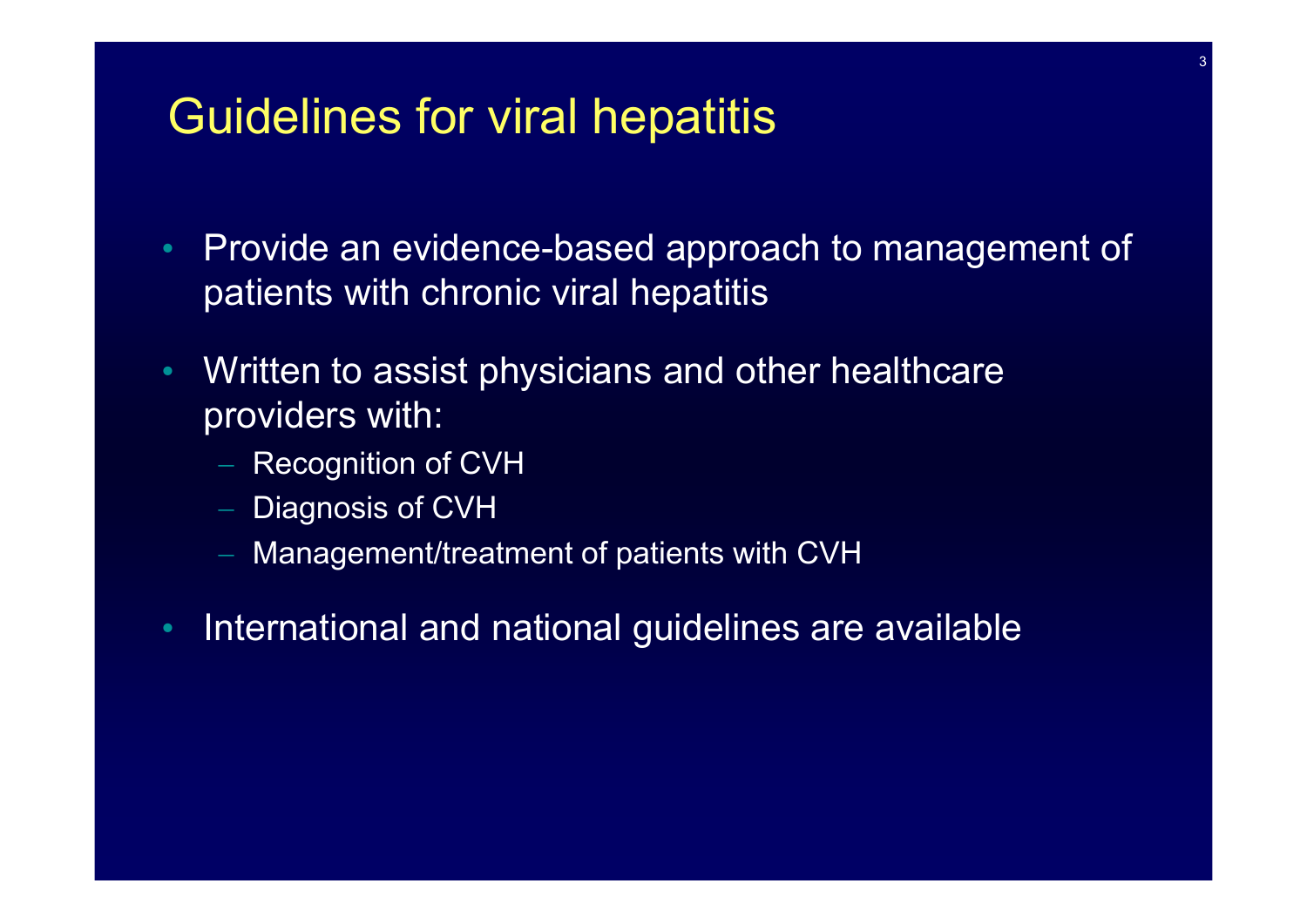# Guidelines for viral hepatitis

- Provide an evidence-based approach to management of patients with chronic viral hepatitis
- Written to assist physicians and other healthcare providers with:
  - Recognition of CVH
  - Diagnosis of CVH
  - Management/treatment of patients with CVH
- International and national guidelines are available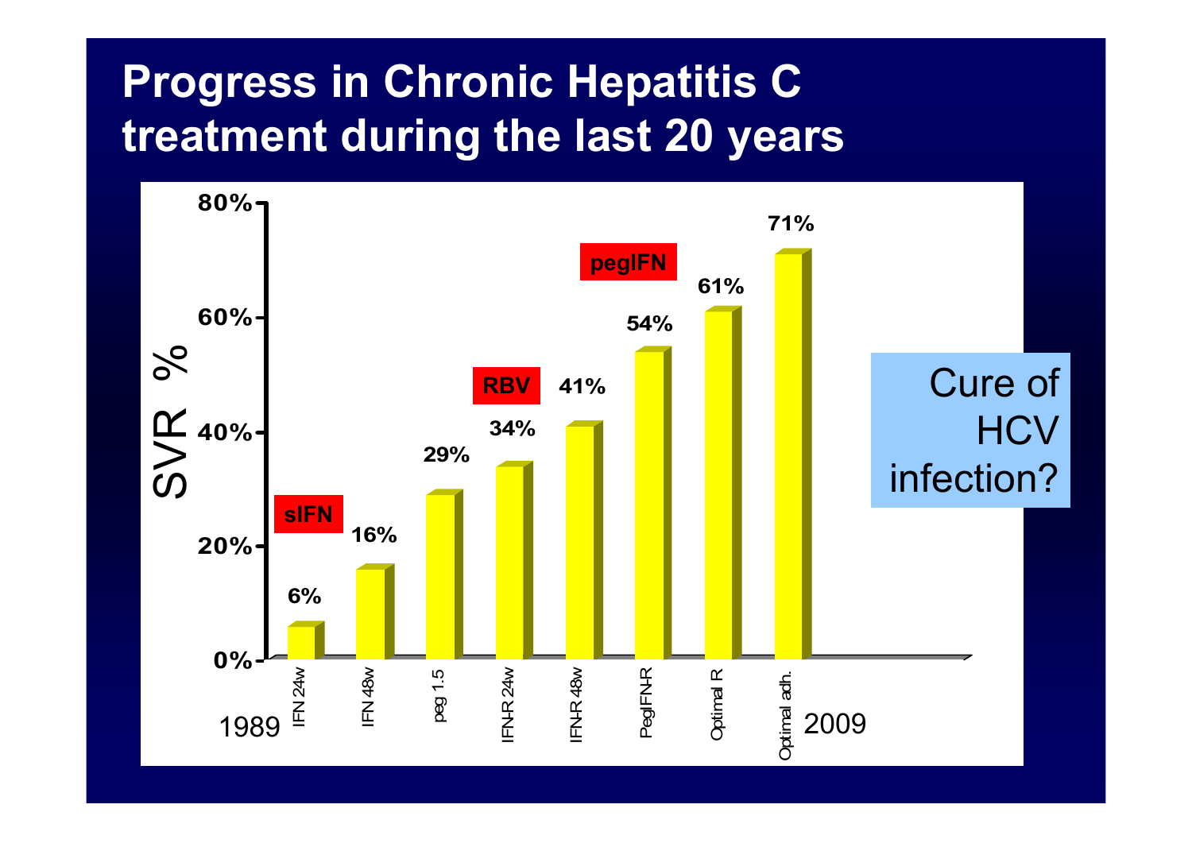# Progress in Chronic Hepatitis C treatment during the last 20 years

| Treatment | SVR % |
|---|---|
| IFN 24w | 6% |
| IFN 48w | 16% |
| peg 1.5 | 29% |
| IFN-R 24w | 34% |
| IFN-R 48w | 41% |
| PegIFN-R | 54% |
| Optimal R | 61% |
| Optimal adh. | 71% |

sIFN

RBV

pegIFN

1989 — 2009

Cure of HCV infection?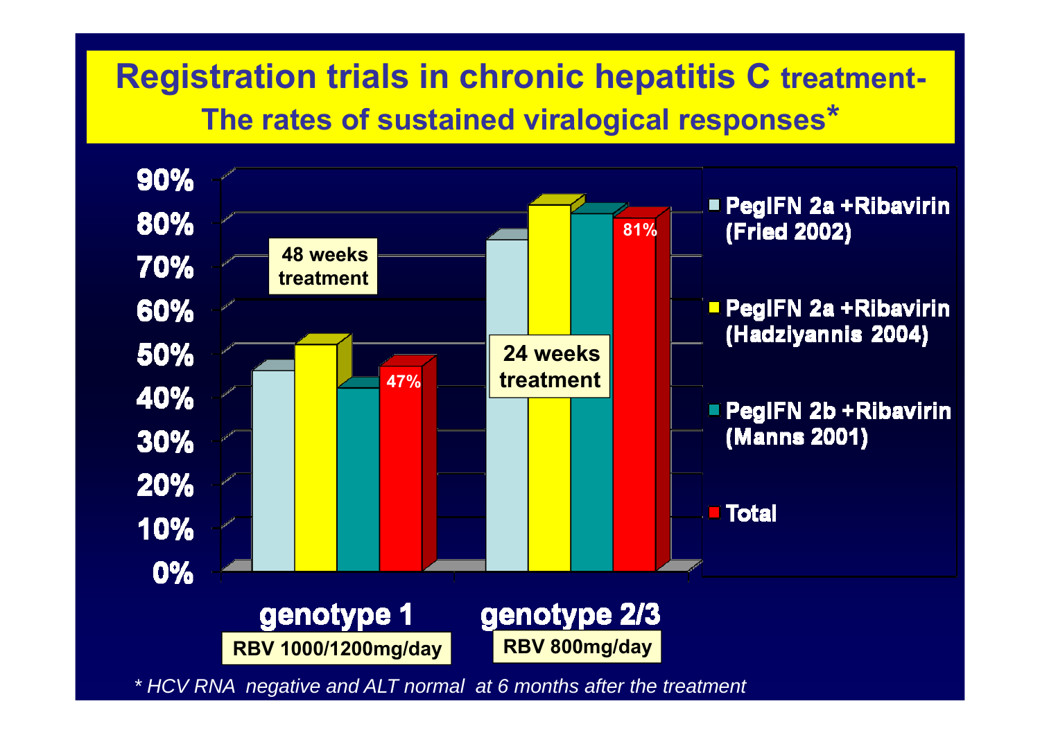# Registration trials in chronic hepatitis C treatment- The rates of sustained viralogical responses*

90%
80%
70%
60%
50%
40%
30%
20%
10%
0%

48 weeks treatment

47%

24 weeks treatment

81%

genotype 1

RBV 1000/1200mg/day

genotype 2/3

RBV 800mg/day

- PegIFN 2a +Ribavirin (Fried 2002)
- PegIFN 2a +Ribavirin (Hadziyannis 2004)
- PegIFN 2b +Ribavirin (Manns 2001)
- Total

*\* HCV RNA negative and ALT normal at 6 months after the treatment*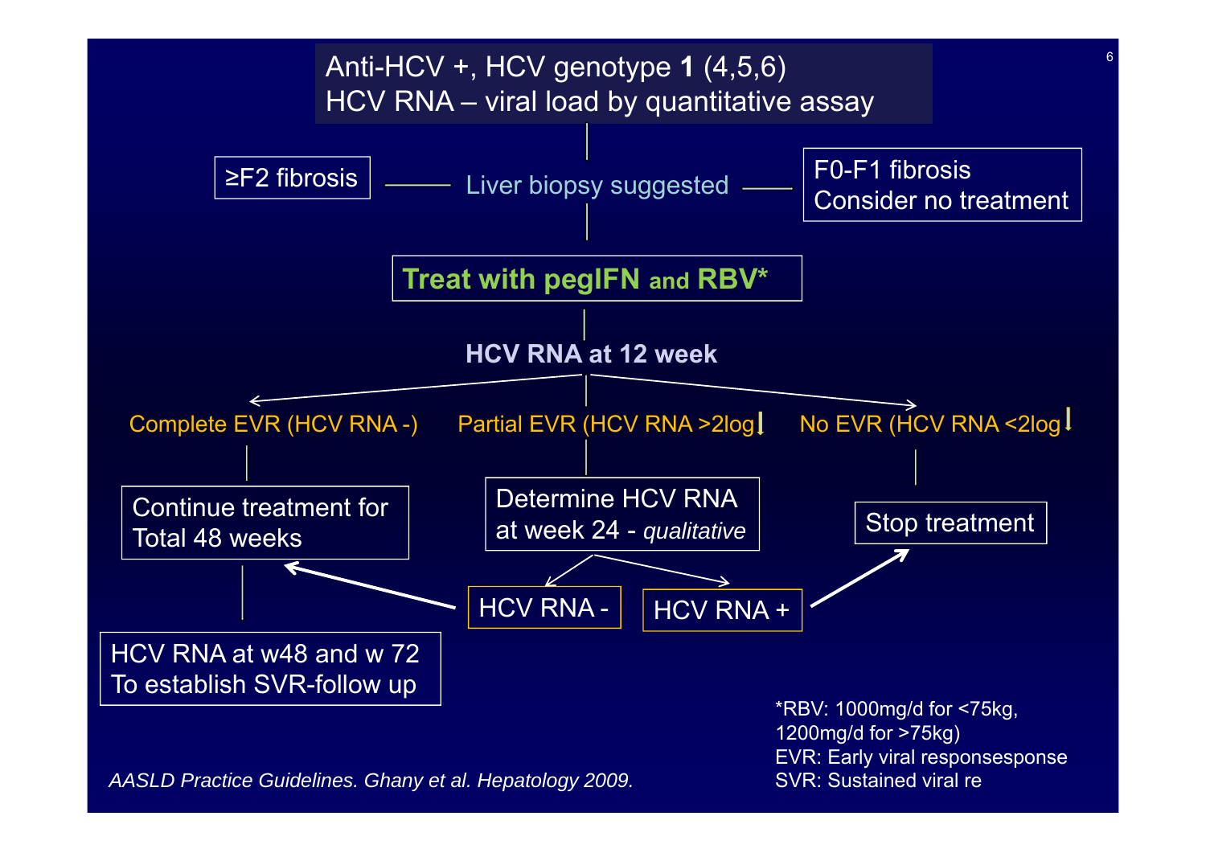**Anti-HCV +, HCV genotype 1 (4,5,6)**
**HCV RNA – viral load by quantitative assay**

Liver biopsy suggested

- ≥F2 fibrosis
- F0-F1 fibrosis — Consider no treatment

**Treat with pegIFN and RBV***

**HCV RNA at 12 week**

- Complete EVR (HCV RNA -)
  - Continue treatment for Total 48 weeks
  - HCV RNA at w48 and w 72 To establish SVR-follow up
- Partial EVR (HCV RNA >2log↓)
  - Determine HCV RNA at week 24 - *qualitative*
    - HCV RNA - → Continue treatment for Total 48 weeks
    - HCV RNA + → Stop treatment
- No EVR (HCV RNA <2log↓)
  - Stop treatment

*RBV: 1000mg/d for <75kg, 1200mg/d for >75kg)
EVR: Early viral responsesponse
SVR: Sustained viral re

*AASLD Practice Guidelines. Ghany et al. Hepatology 2009.*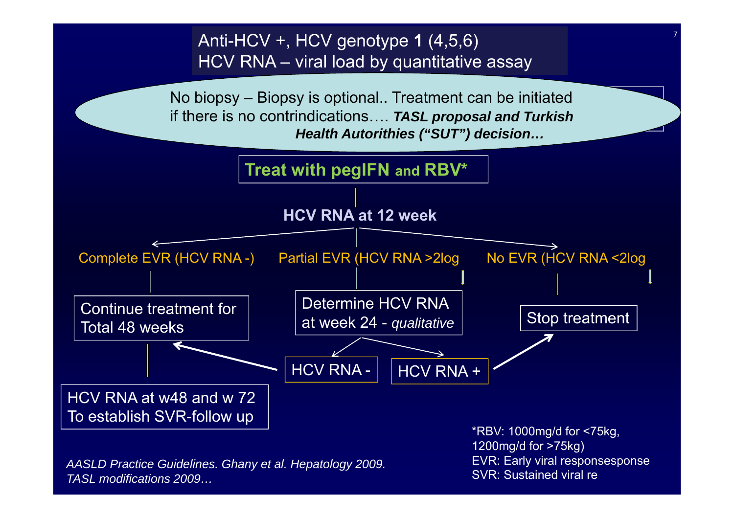Anti-HCV +, HCV genotype **1** (4,5,6)
HCV RNA – viral load by quantitative assay

No biopsy – Biopsy is optional.. Treatment can be initiated if there is no contrindications…. ***TASL proposal and Turkish Health Autorithies ("SUT") decision…***

**Treat with pegIFN and RBV***

**HCV RNA at 12 week**

- Complete EVR (HCV RNA -)
  - Continue treatment for Total 48 weeks
    - HCV RNA at w48 and w 72 To establish SVR-follow up
- Partial EVR (HCV RNA >2log ↓
  - Determine HCV RNA at week 24 - *qualitative*
    - HCV RNA - → Continue treatment for Total 48 weeks
    - HCV RNA + → Stop treatment
- No EVR (HCV RNA <2log ↓
  - Stop treatment

*RBV: 1000mg/d for <75kg, 1200mg/d for >75kg)
EVR: Early viral responsesponse
SVR: Sustained viral re

*AASLD Practice Guidelines. Ghany et al. Hepatology 2009.*
*TASL modifications 2009…*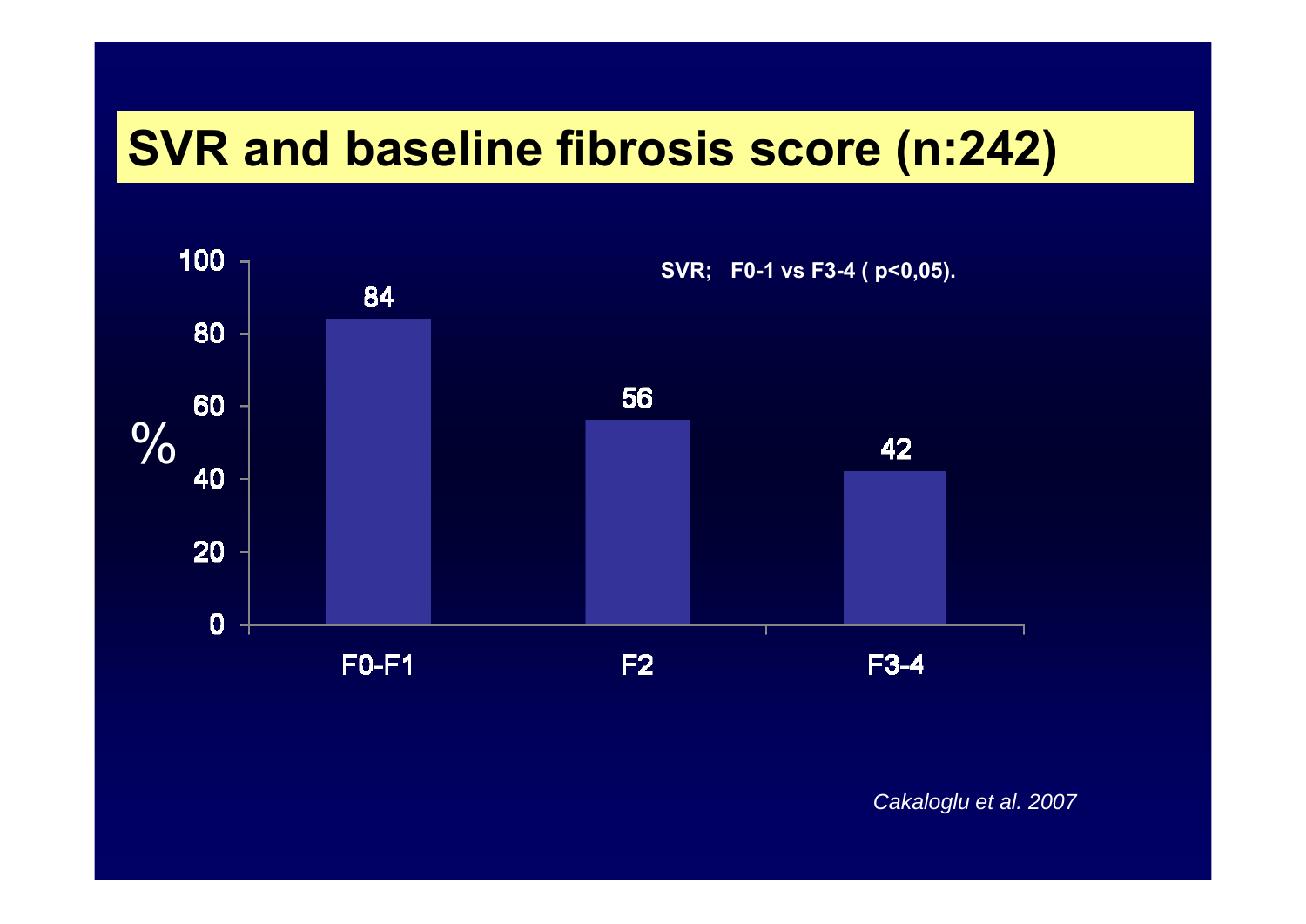# SVR and baseline fibrosis score (n:242)

SVR; F0-1 vs F3-4 ( p<0,05).

| | F0-F1 | F2 | F3-4 |
|---|---|---|---|
| % | 84 | 56 | 42 |

*Cakaloglu et al. 2007*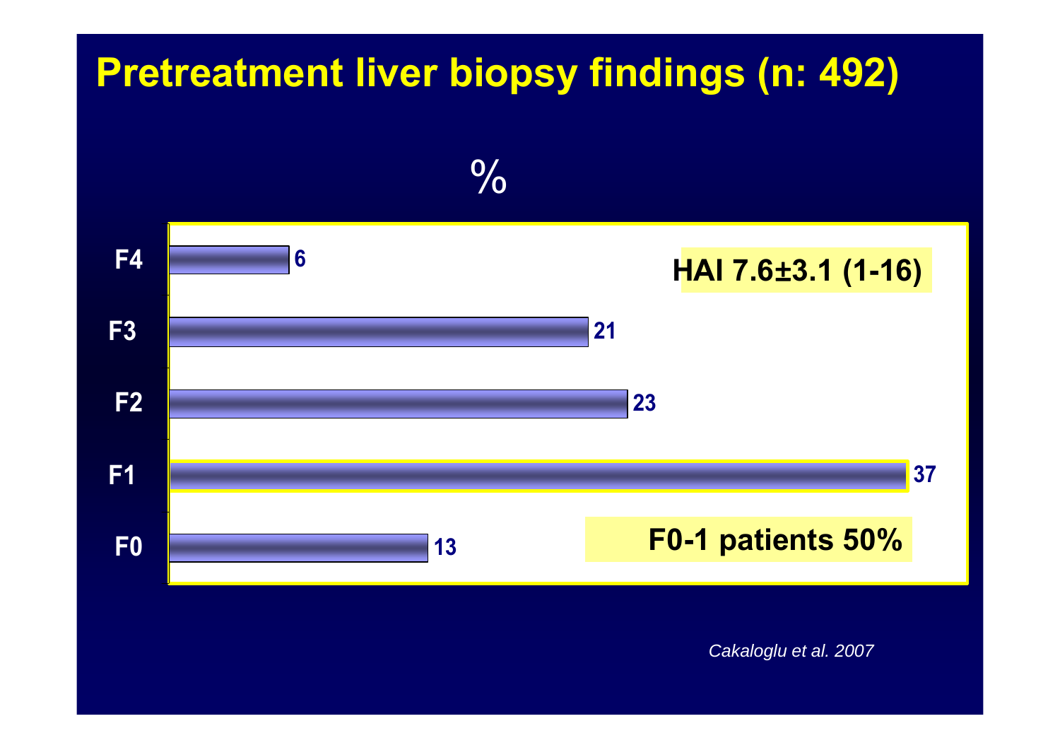# Pretreatment liver biopsy findings (n: 492)

%

| Stage | % |
|---|---|
| F4 | 6 |
| F3 | 21 |
| F2 | 23 |
| F1 | 37 |
| F0 | 13 |

**HAI 7.6±3.1 (1-16)**

**F0-1 patients 50%**

*Cakaloglu et al. 2007*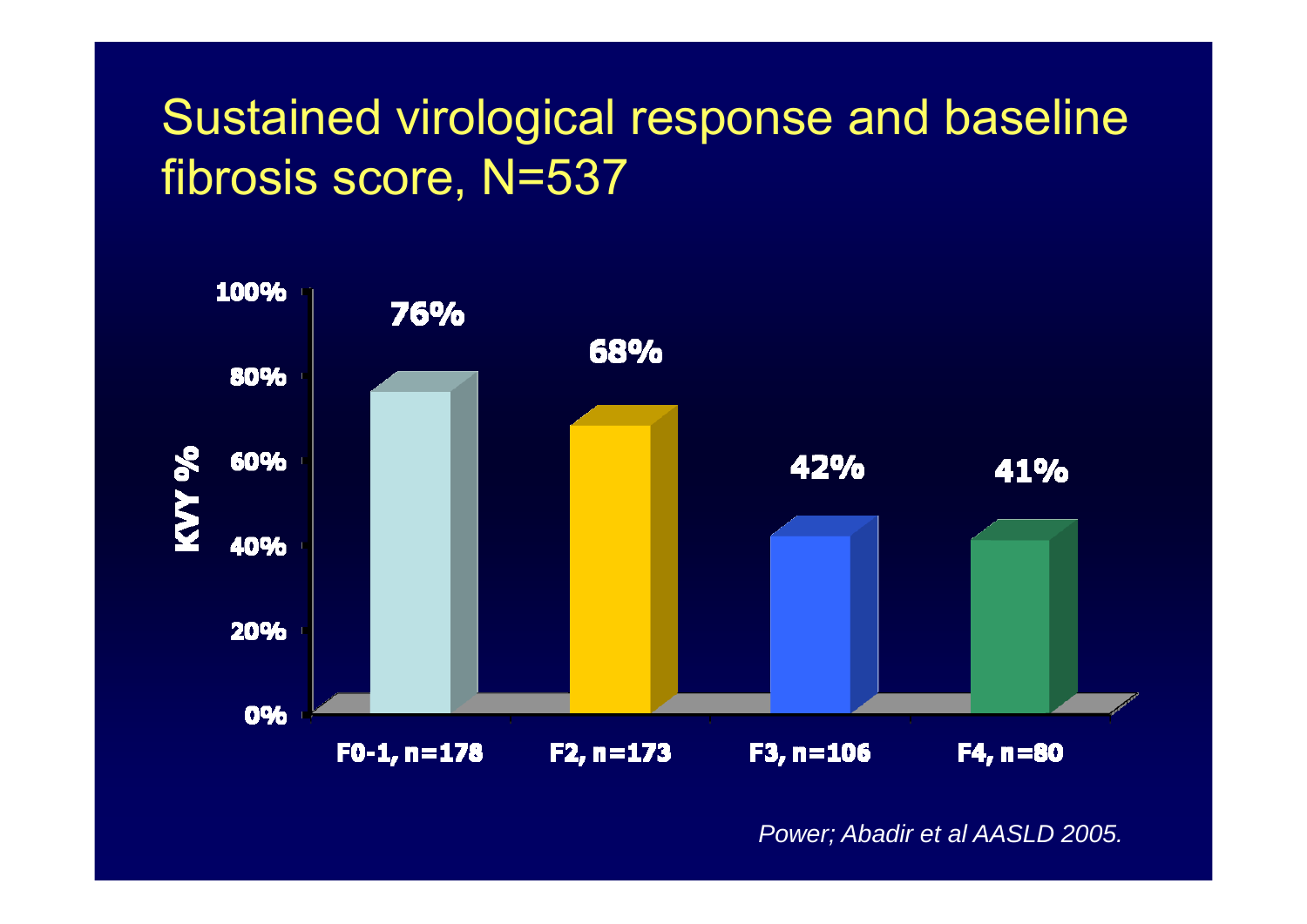# Sustained virological response and baseline fibrosis score, N=537

| | F0-1, n=178 | F2, n=173 | F3, n=106 | F4, n=80 |
|---|---|---|---|---|
| KVY % | 76% | 68% | 42% | 41% |

*Power; Abadir et al AASLD 2005.*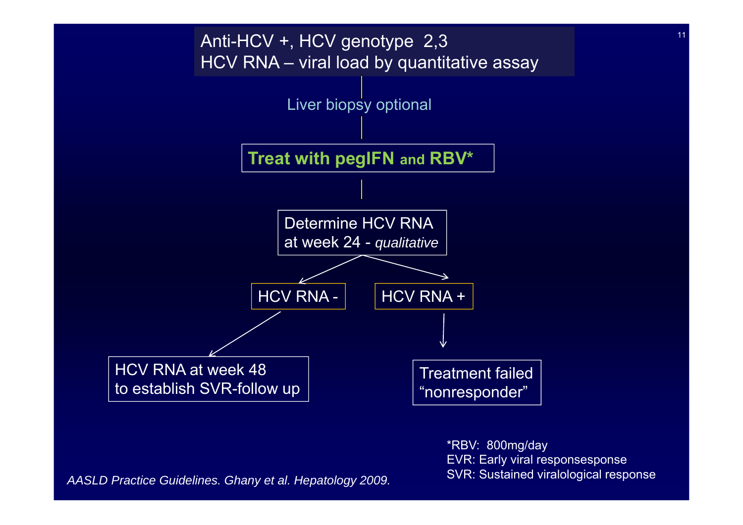Anti-HCV +, HCV genotype 2,3
HCV RNA – viral load by quantitative assay

Liver biopsy optional

**Treat with pegIFN and RBV***

Determine HCV RNA at week 24 - *qualitative*

HCV RNA -

HCV RNA +

HCV RNA at week 48 to establish SVR-follow up

Treatment failed “nonresponder”

*RBV: 800mg/day
EVR: Early viral responsesponse
SVR: Sustained viralological response

*AASLD Practice Guidelines. Ghany et al. Hepatology 2009.*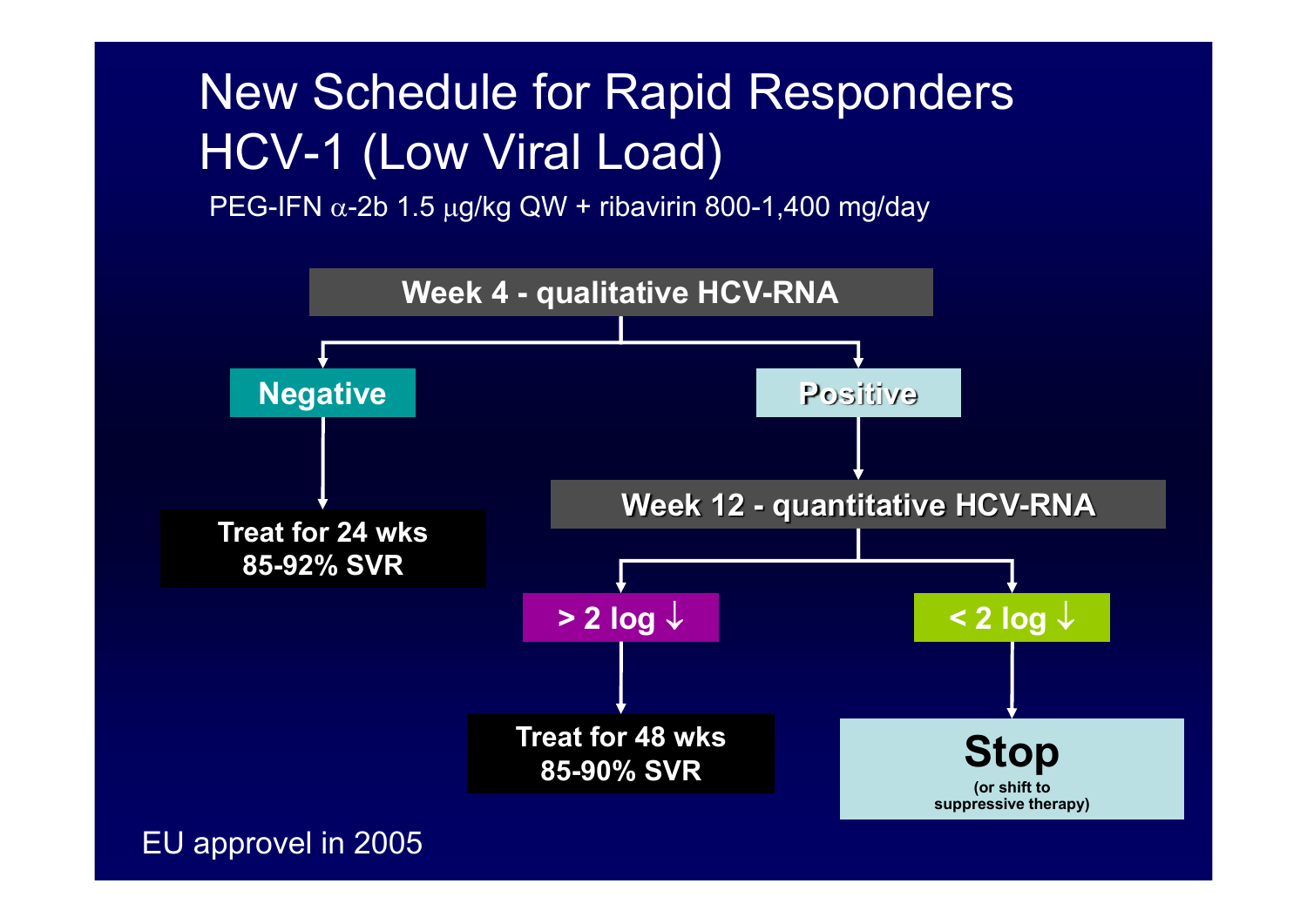# New Schedule for Rapid Responders HCV-1 (Low Viral Load)

PEG-IFN $\alpha$-2b 1.5 $\mu$g/kg QW + ribavirin 800-1,400 mg/day

**Week 4 - qualitative HCV-RNA**

- **Negative**
  - **Treat for 24 wks**
    **85-92% SVR**
- **Positive**
  - **Week 12 - quantitative HCV-RNA**
    - **> 2 log ↓**
      - **Treat for 48 wks**
        **85-90% SVR**
    - **< 2 log ↓**
      - **Stop**
        (or shift to suppressive therapy)

EU approvel in 2005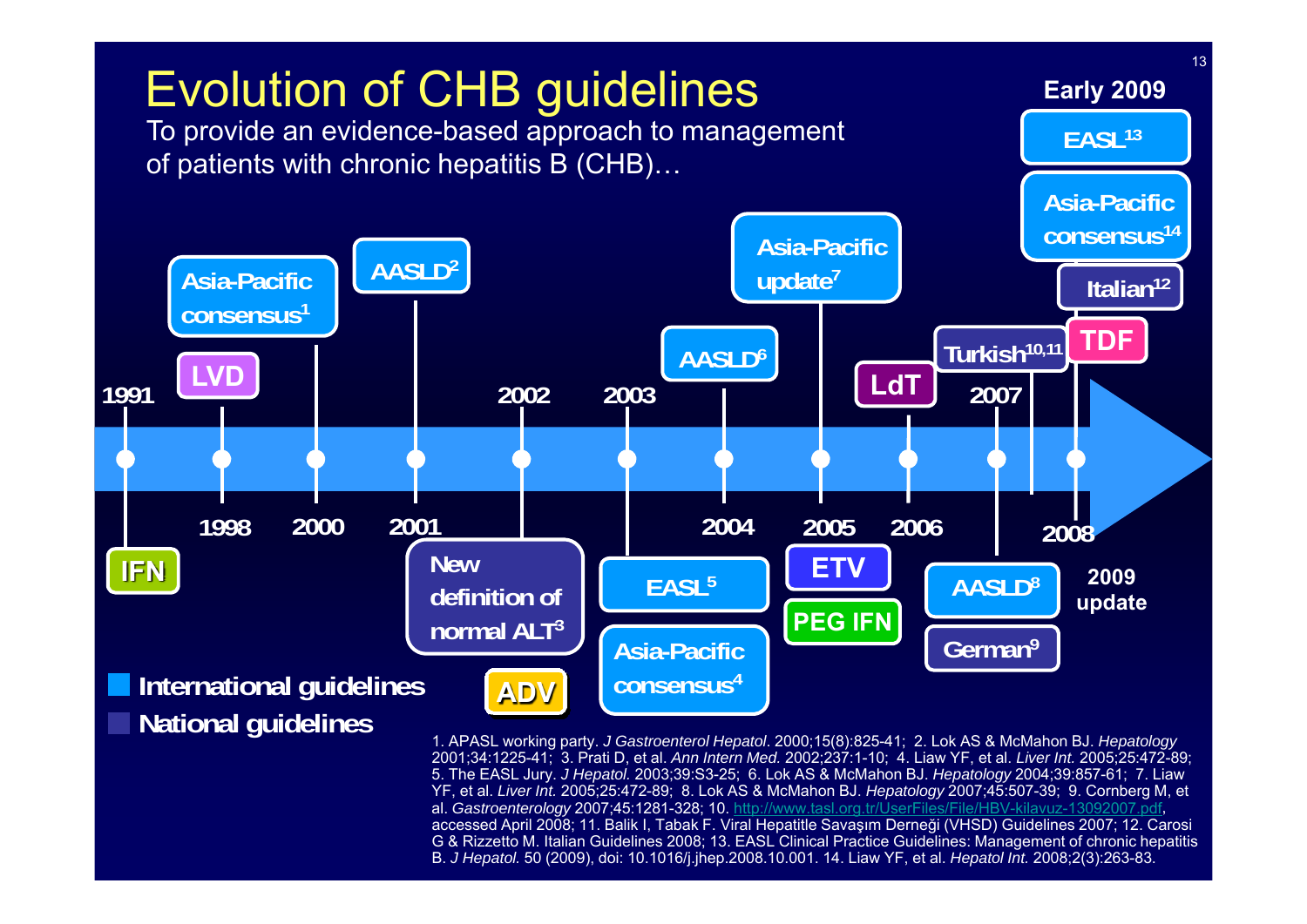# Evolution of CHB guidelines

To provide an evidence-based approach to management of patients with chronic hepatitis B (CHB)…

- 1991: IFN
- 1998: LVD; Asia-Pacific consensus[1]
- 2000: Asia-Pacific consensus[1]
- 2001: AASLD[2]
- 2002: New definition of normal ALT[3]; ADV
- 2003: EASL[5]; Asia-Pacific consensus[4]
- 2004: AASLD[6]
- 2005: Asia-Pacific update[7]; ETV; PEG IFN
- 2006: LdT
- 2007: AASLD[8]; German[9]; Turkish[10,11]
- 2008: TDF; Italian[12]
- Early 2009: EASL[13]; Asia-Pacific consensus[14]
- 2009 update

International guidelines

National guidelines

1. APASL working party. *J Gastroenterol Hepatol*. 2000;15(8):825-41; 2. Lok AS & McMahon BJ. *Hepatology* 2001;34:1225-41; 3. Prati D, et al. *Ann Intern Med.* 2002;237:1-10; 4. Liaw YF, et al. *Liver Int.* 2005;25:472-89; 5. The EASL Jury. *J Hepatol.* 2003;39:S3-25; 6. Lok AS & McMahon BJ. *Hepatology* 2004;39:857-61; 7. Liaw YF, et al. *Liver Int.* 2005;25:472-89; 8. Lok AS & McMahon BJ. *Hepatology* 2007;45:507-39; 9. Cornberg M, et al. *Gastroenterology* 2007;45:1281-328; 10. http://www.tasl.org.tr/UserFiles/File/HBV-kilavuz-13092007.pdf, accessed April 2008; 11. Balik I, Tabak F. Viral Hepatitle Savaşım Derneği (VHSD) Guidelines 2007; 12. Carosi G & Rizzetto M. Italian Guidelines 2008; 13. EASL Clinical Practice Guidelines: Management of chronic hepatitis B. *J Hepatol.* 50 (2009), doi: 10.1016/j.jhep.2008.10.001. 14. Liaw YF, et al. *Hepatol Int.* 2008;2(3):263-83.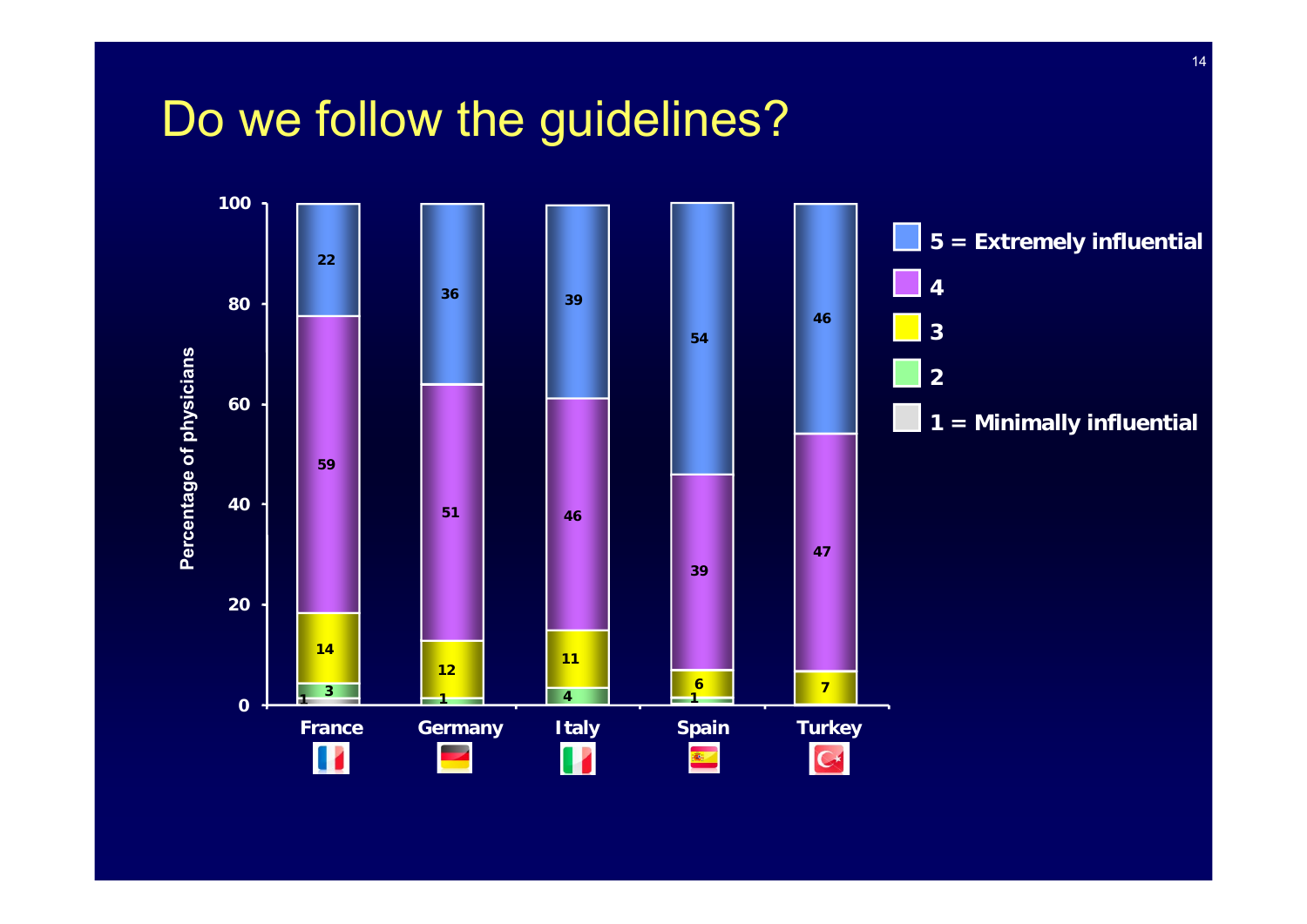# Do we follow the guidelines?

| Country | 1 = Minimally influential | 2 | 3 | 4 | 5 = Extremely influential |
|---|---|---|---|---|---|
| France | 1 | 3 | 14 | 59 | 22 |
| Germany | | 1 | 12 | 51 | 36 |
| Italy | | 4 | 11 | 46 | 39 |
| Spain | | 1 | 6 | 39 | 54 |
| Turkey | | | 7 | 47 | 46 |

Percentage of physicians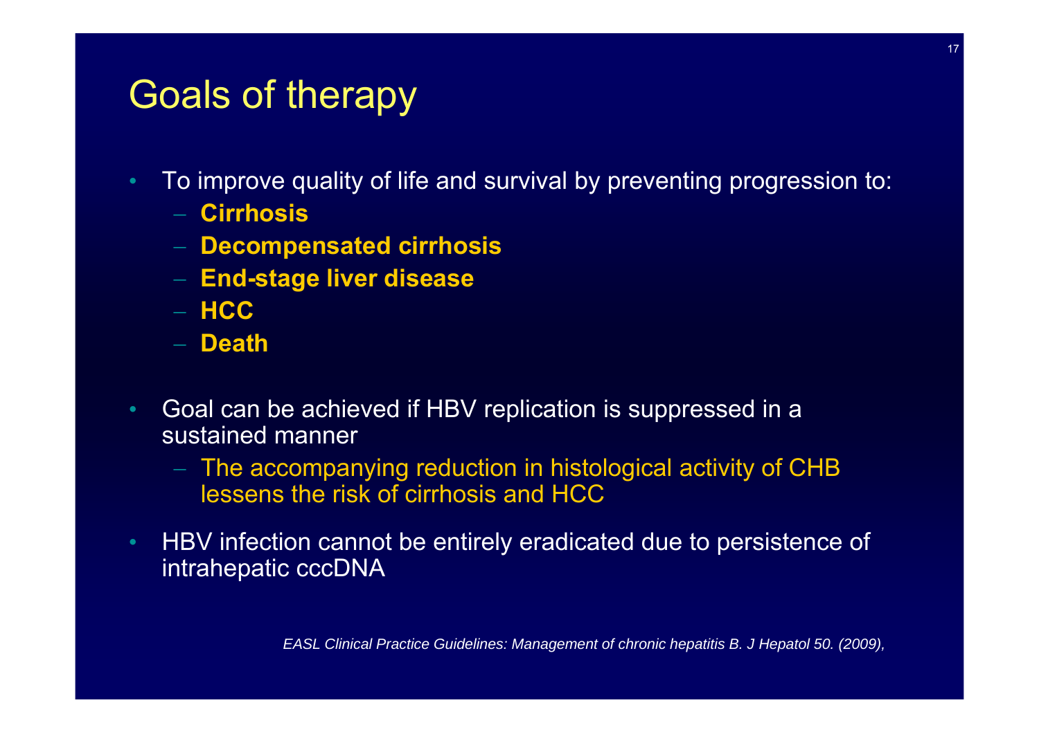# Goals of therapy

- To improve quality of life and survival by preventing progression to:
  - **Cirrhosis**
  - **Decompensated cirrhosis**
  - **End-stage liver disease**
  - **HCC**
  - **Death**

- Goal can be achieved if HBV replication is suppressed in a sustained manner
  - The accompanying reduction in histological activity of CHB lessens the risk of cirrhosis and HCC

- HBV infection cannot be entirely eradicated due to persistence of intrahepatic cccDNA

*EASL Clinical Practice Guidelines: Management of chronic hepatitis B. J Hepatol 50. (2009),*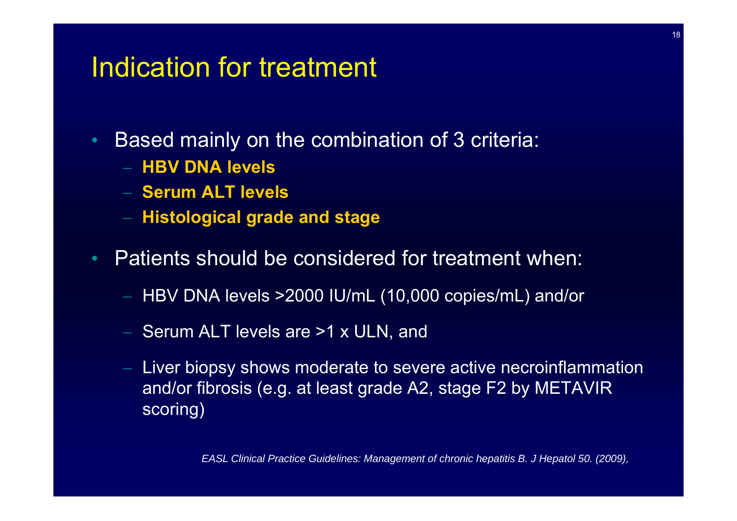# Indication for treatment

- Based mainly on the combination of 3 criteria:
  - **HBV DNA levels**
  - **Serum ALT levels**
  - **Histological grade and stage**
- Patients should be considered for treatment when:
  - HBV DNA levels >2000 IU/mL (10,000 copies/mL) and/or
  - Serum ALT levels are >1 x ULN, and
  - Liver biopsy shows moderate to severe active necroinflammation and/or fibrosis (e.g. at least grade A2, stage F2 by METAVIR scoring)

*EASL Clinical Practice Guidelines: Management of chronic hepatitis B. J Hepatol 50. (2009),*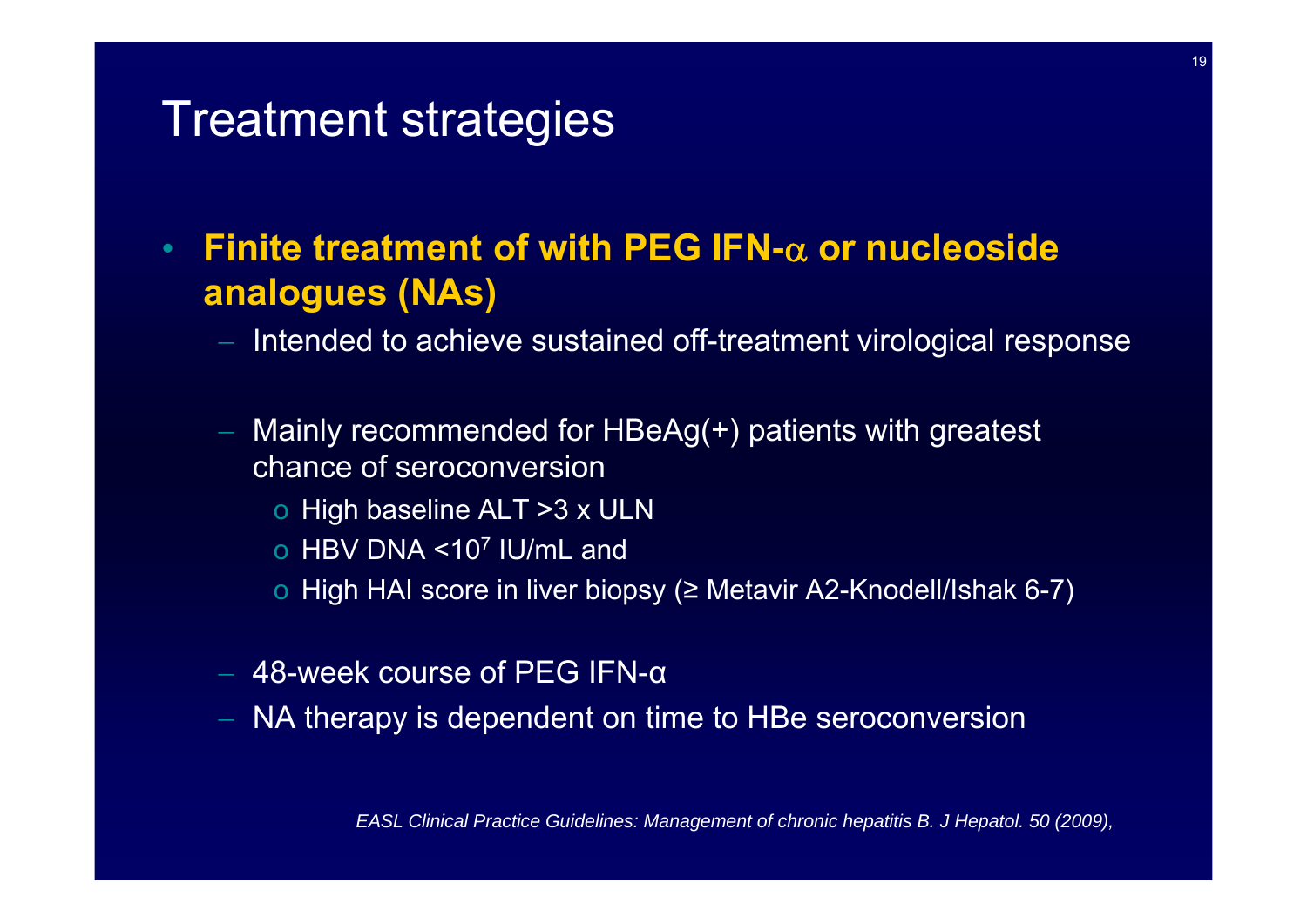# Treatment strategies

- **Finite treatment of with PEG IFN-α or nucleoside analogues (NAs)**
  - Intended to achieve sustained off-treatment virological response
  - Mainly recommended for HBeAg(+) patients with greatest chance of seroconversion
    - High baseline ALT >3 x ULN
    - HBV DNA <$10^7$ IU/mL and
    - High HAI score in liver biopsy (≥ Metavir A2-Knodell/Ishak 6-7)
  - 48-week course of PEG IFN-α
  - NA therapy is dependent on time to HBe seroconversion

*EASL Clinical Practice Guidelines: Management of chronic hepatitis B. J Hepatol. 50 (2009),*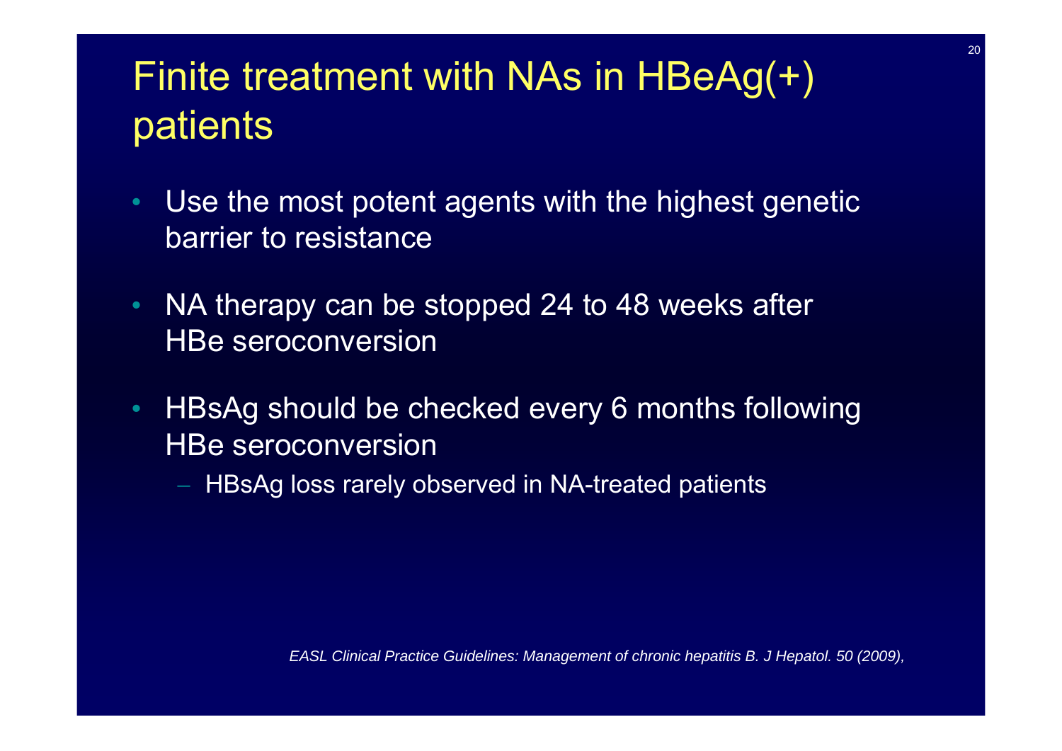# Finite treatment with NAs in HBeAg(+) patients

- Use the most potent agents with the highest genetic barrier to resistance
- NA therapy can be stopped 24 to 48 weeks after HBe seroconversion
- HBsAg should be checked every 6 months following HBe seroconversion
  - HBsAg loss rarely observed in NA-treated patients

*EASL Clinical Practice Guidelines: Management of chronic hepatitis B. J Hepatol. 50 (2009),*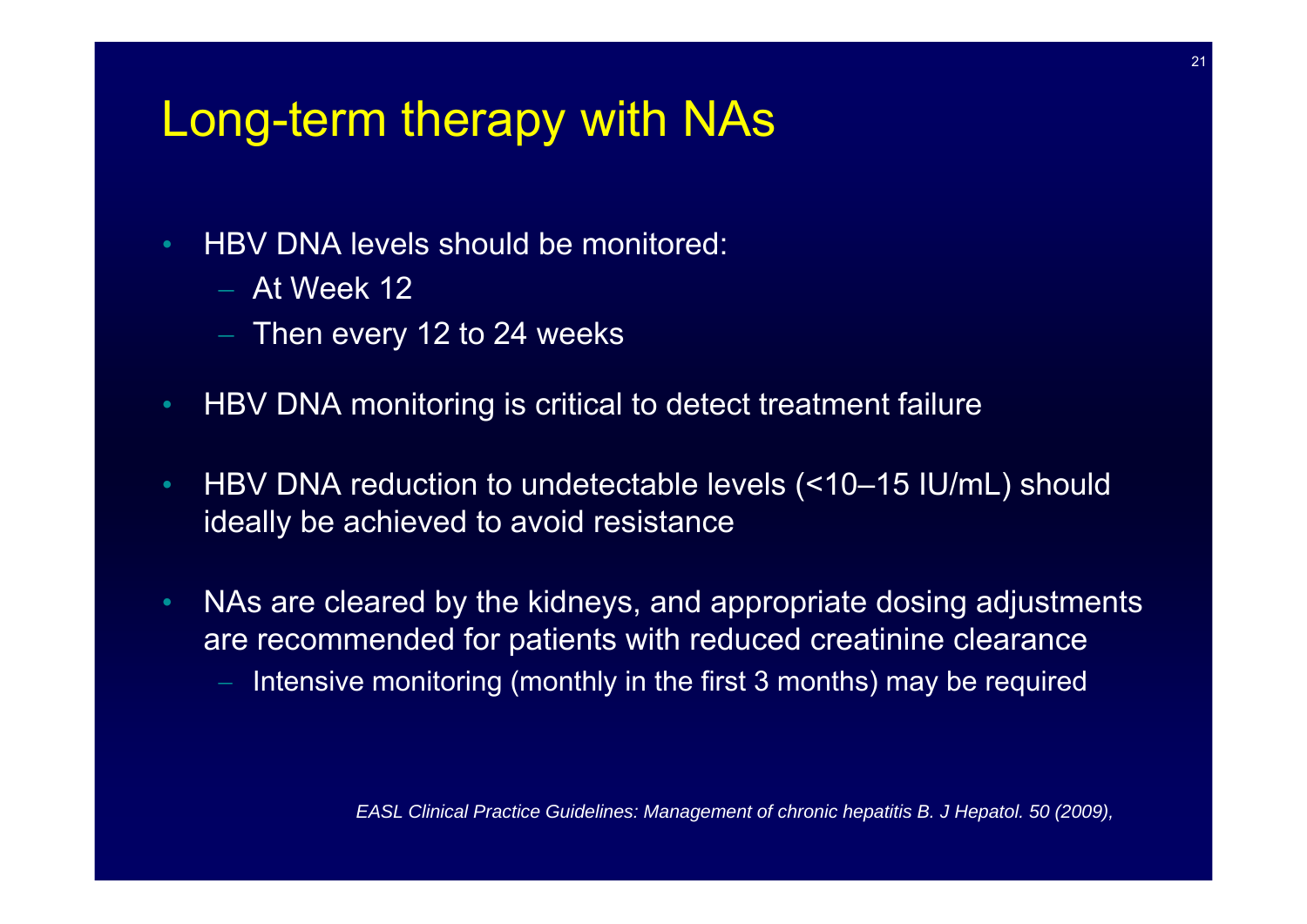# Long-term therapy with NAs

- HBV DNA levels should be monitored:
  - At Week 12
  - Then every 12 to 24 weeks
- HBV DNA monitoring is critical to detect treatment failure
- HBV DNA reduction to undetectable levels (<10–15 IU/mL) should ideally be achieved to avoid resistance
- NAs are cleared by the kidneys, and appropriate dosing adjustments are recommended for patients with reduced creatinine clearance
  - Intensive monitoring (monthly in the first 3 months) may be required

*EASL Clinical Practice Guidelines: Management of chronic hepatitis B. J Hepatol. 50 (2009),*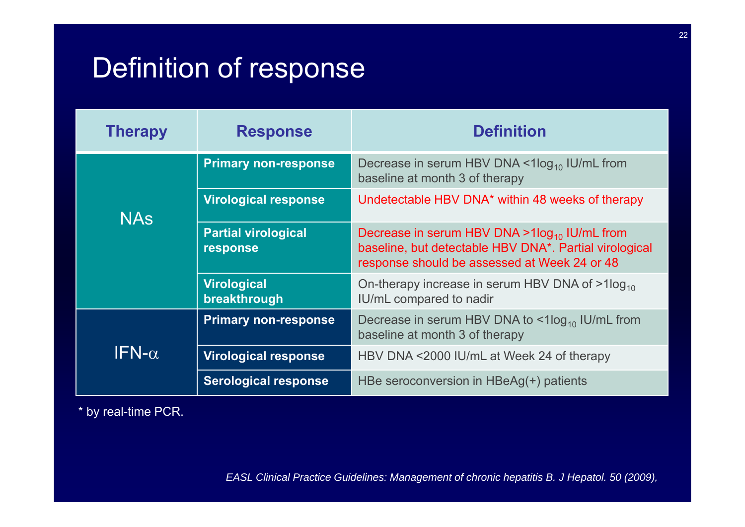# Definition of response

| Therapy | Response | Definition |
|---|---|---|
| NAs | **Primary non-response** | Decrease in serum HBV DNA <1$\log_{10}$ IU/mL from baseline at month 3 of therapy |
| | **Virological response** | Undetectable HBV DNA* within 48 weeks of therapy |
| | **Partial virological response** | Decrease in serum HBV DNA >1$\log_{10}$ IU/mL from baseline, but detectable HBV DNA*. Partial virological response should be assessed at Week 24 or 48 |
| | **Virological breakthrough** | On-therapy increase in serum HBV DNA of >1$\log_{10}$ IU/mL compared to nadir |
| IFN-$\alpha$ | **Primary non-response** | Decrease in serum HBV DNA to <1$\log_{10}$ IU/mL from baseline at month 3 of therapy |
| | **Virological response** | HBV DNA <2000 IU/mL at Week 24 of therapy |
| | **Serological response** | HBe seroconversion in HBeAg(+) patients |

* by real-time PCR.

*EASL Clinical Practice Guidelines: Management of chronic hepatitis B. J Hepatol. 50 (2009),*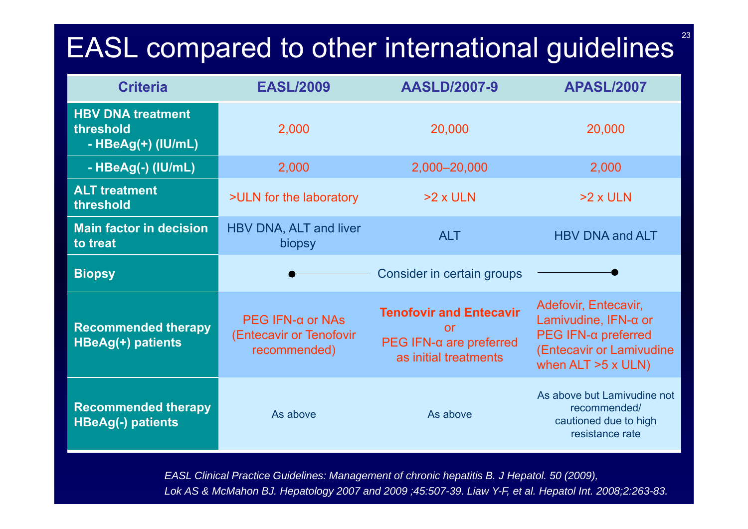# EASL compared to other international guidelines

| Criteria | EASL/2009 | AASLD/2007-9 | APASL/2007 |
|---|---|---|---|
| **HBV DNA treatment threshold - HBeAg(+) (IU/mL)** | 2,000 | 20,000 | 20,000 |
| **- HBeAg(-) (IU/mL)** | 2,000 | 2,000–20,000 | 2,000 |
| **ALT treatment threshold** | >ULN for the laboratory | >2 x ULN | >2 x ULN |
| **Main factor in decision to treat** | HBV DNA, ALT and liver biopsy | ALT | HBV DNA and ALT |
| **Biopsy** | Consider in certain groups | Consider in certain groups | Consider in certain groups |
| **Recommended therapy HBeAg(+) patients** | PEG IFN-α or NAs (Entecavir or Tenofovir recommended) | **Tenofovir and Entecavir** or PEG IFN-α are preferred as initial treatments | Adefovir, Entecavir, Lamivudine, IFN-α or PEG IFN-α preferred (Entecavir or Lamivudine when ALT >5 x ULN) |
| **Recommended therapy HBeAg(-) patients** | As above | As above | As above but Lamivudine not recommended/ cautioned due to high resistance rate |

*EASL Clinical Practice Guidelines: Management of chronic hepatitis B. J Hepatol. 50 (2009), Lok AS & McMahon BJ. Hepatology 2007 and 2009 ;45:507-39. Liaw Y-F, et al. Hepatol Int. 2008;2:263-83.*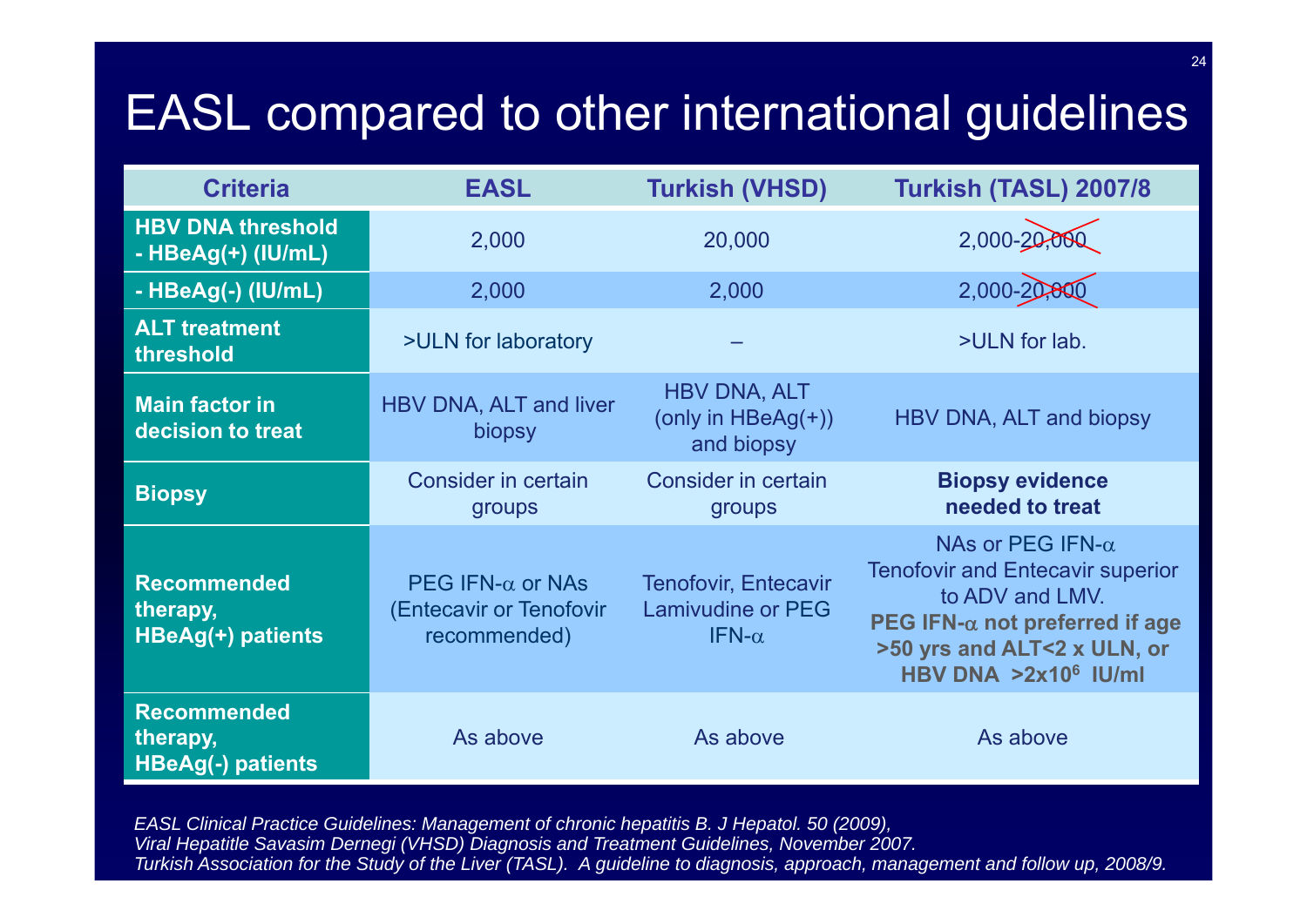# EASL compared to other international guidelines

| Criteria | EASL | Turkish (VHSD) | Turkish (TASL) 2007/8 |
|---|---|---|---|
| **HBV DNA threshold - HBeAg(+) (IU/mL)** | 2,000 | 20,000 | 2,000-~~20,000~~ |
| **- HBeAg(-) (IU/mL)** | 2,000 | 2,000 | 2,000-~~20,000~~ |
| **ALT treatment threshold** | >ULN for laboratory | – | >ULN for lab. |
| **Main factor in decision to treat** | HBV DNA, ALT and liver biopsy | HBV DNA, ALT (only in HBeAg(+)) and biopsy | HBV DNA, ALT and biopsy |
| **Biopsy** | Consider in certain groups | Consider in certain groups | **Biopsy evidence needed to treat** |
| **Recommended therapy, HBeAg(+) patients** | PEG IFN-$\alpha$ or NAs (Entecavir or Tenofovir recommended) | Tenofovir, Entecavir Lamivudine or PEG IFN-$\alpha$ | NAs or PEG IFN-$\alpha$ Tenofovir and Entecavir superior to ADV and LMV. **PEG IFN-$\alpha$ not preferred if age >50 yrs and ALT<2 x ULN, or HBV DNA >2x10$^6$ IU/ml** |
| **Recommended therapy, HBeAg(-) patients** | As above | As above | As above |

*EASL Clinical Practice Guidelines: Management of chronic hepatitis B. J Hepatol. 50 (2009),*
*Viral Hepatitle Savasim Dernegi (VHSD) Diagnosis and Treatment Guidelines, November 2007.*
*Turkish Association for the Study of the Liver (TASL). A guideline to diagnosis, approach, management and follow up, 2008/9.*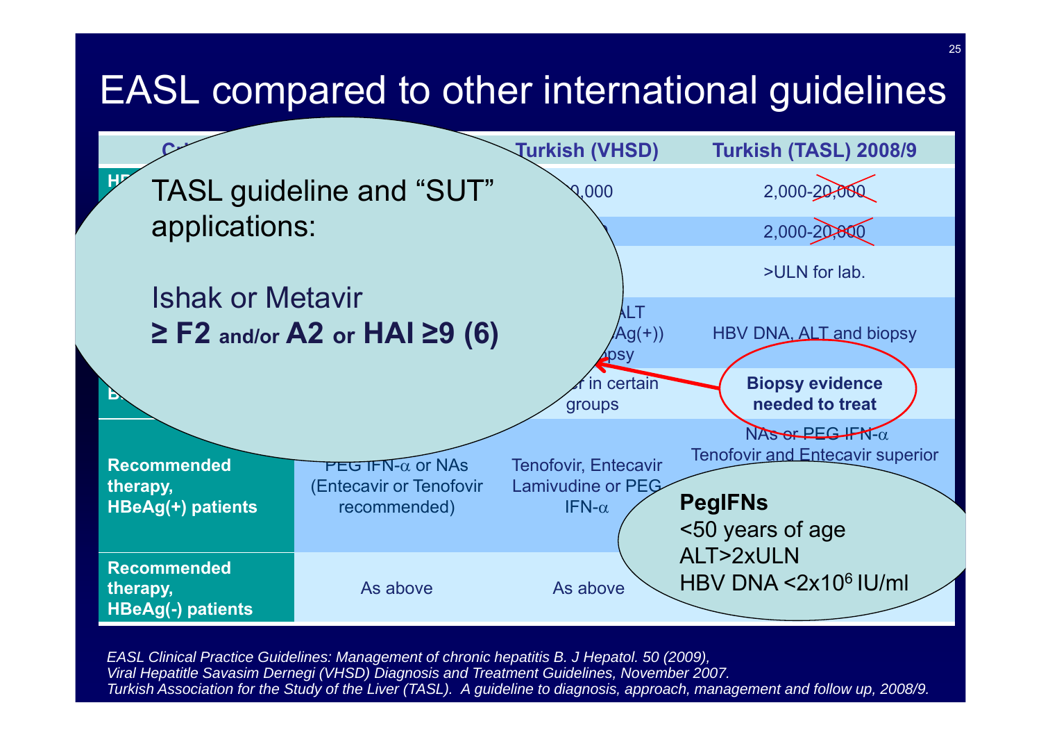# EASL compared to other international guidelines

| Criteria | EASL | Turkish (VHSD) | Turkish (TASL) 2008/9 |
|---|---|---|---|
| HB... | | ...0,000 | 2,000-~~20,000~~ |
| | | ...0 | 2,000-~~20,000~~ |
| | | | >ULN for lab. |
| | | ...ALT ...Ag(+)) ...psy | HBV DNA, ALT and biopsy |
| B... | | ...r in certain groups | **Biopsy evidence needed to treat** |
| **Recommended therapy, HBeAg(+) patients** | PEG IFN-α or NAs (Entecavir or Tenofovir recommended) | Tenofovir, Entecavir Lamivudine or PEG IFN-α | ~~NAs or PEG IFN-α~~ Tenofovir and Entecavir superior |
| **Recommended therapy, HBeAg(-) patients** | As above | As above | |

TASL guideline and "SUT" applications:

Ishak or Metavir
**≥ F2 and/or A2 or HAI ≥9 (6)**

**PegIFNs**
<50 years of age
ALT>2xULN
HBV DNA <$2x10^6$ IU/ml

*EASL Clinical Practice Guidelines: Management of chronic hepatitis B. J Hepatol. 50 (2009),*
*Viral Hepatitle Savasim Dernegi (VHSD) Diagnosis and Treatment Guidelines, November 2007.*
*Turkish Association for the Study of the Liver (TASL). A guideline to diagnosis, approach, management and follow up, 2008/9.*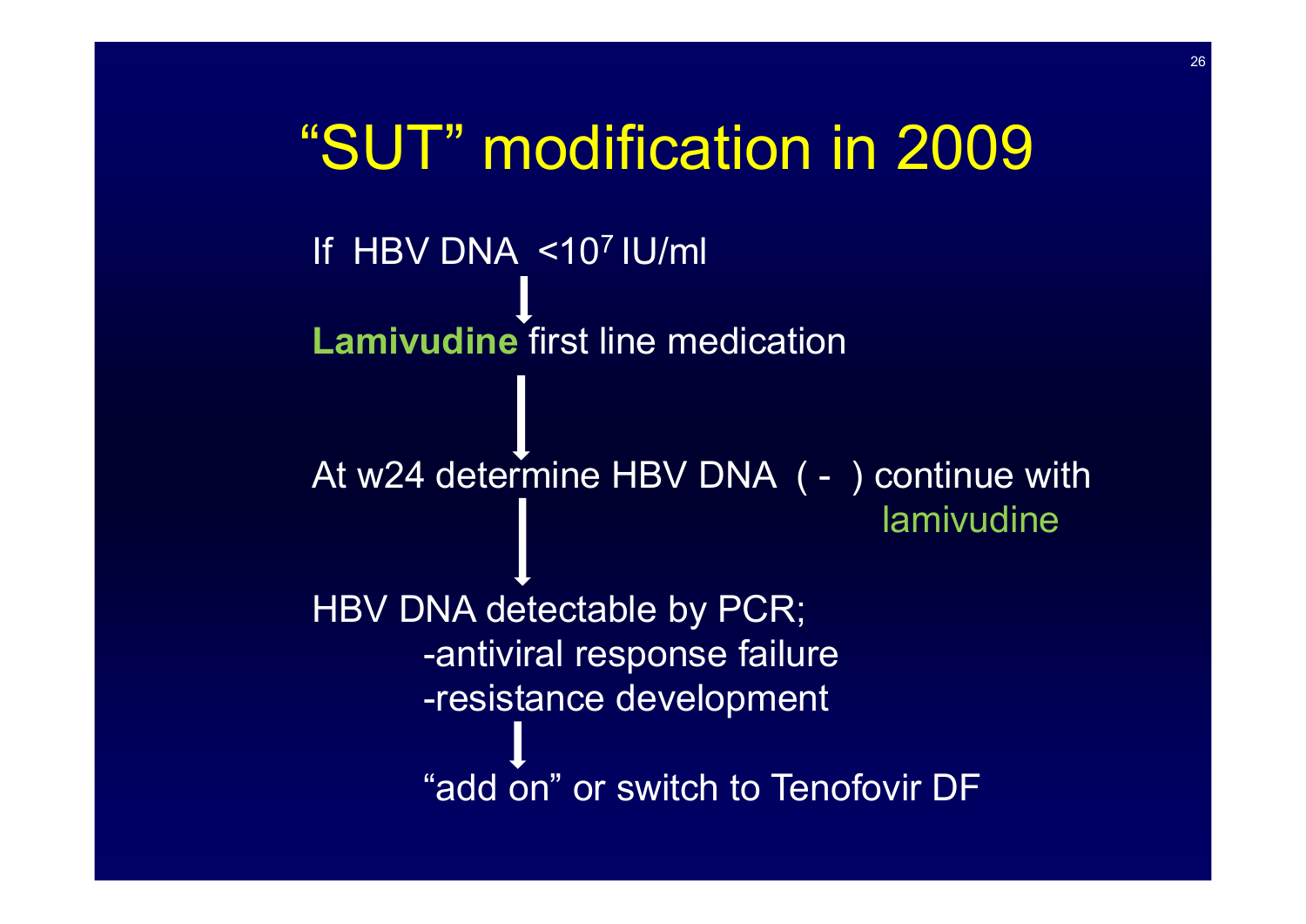# "SUT" modification in 2009

If HBV DNA $<10^7$ IU/ml

↓

**Lamivudine** first line medication

↓

At w24 determine HBV DNA ( - ) continue with lamivudine

↓

HBV DNA detectable by PCR;

- -antiviral response failure
- -resistance development

↓

"add on" or switch to Tenofovir DF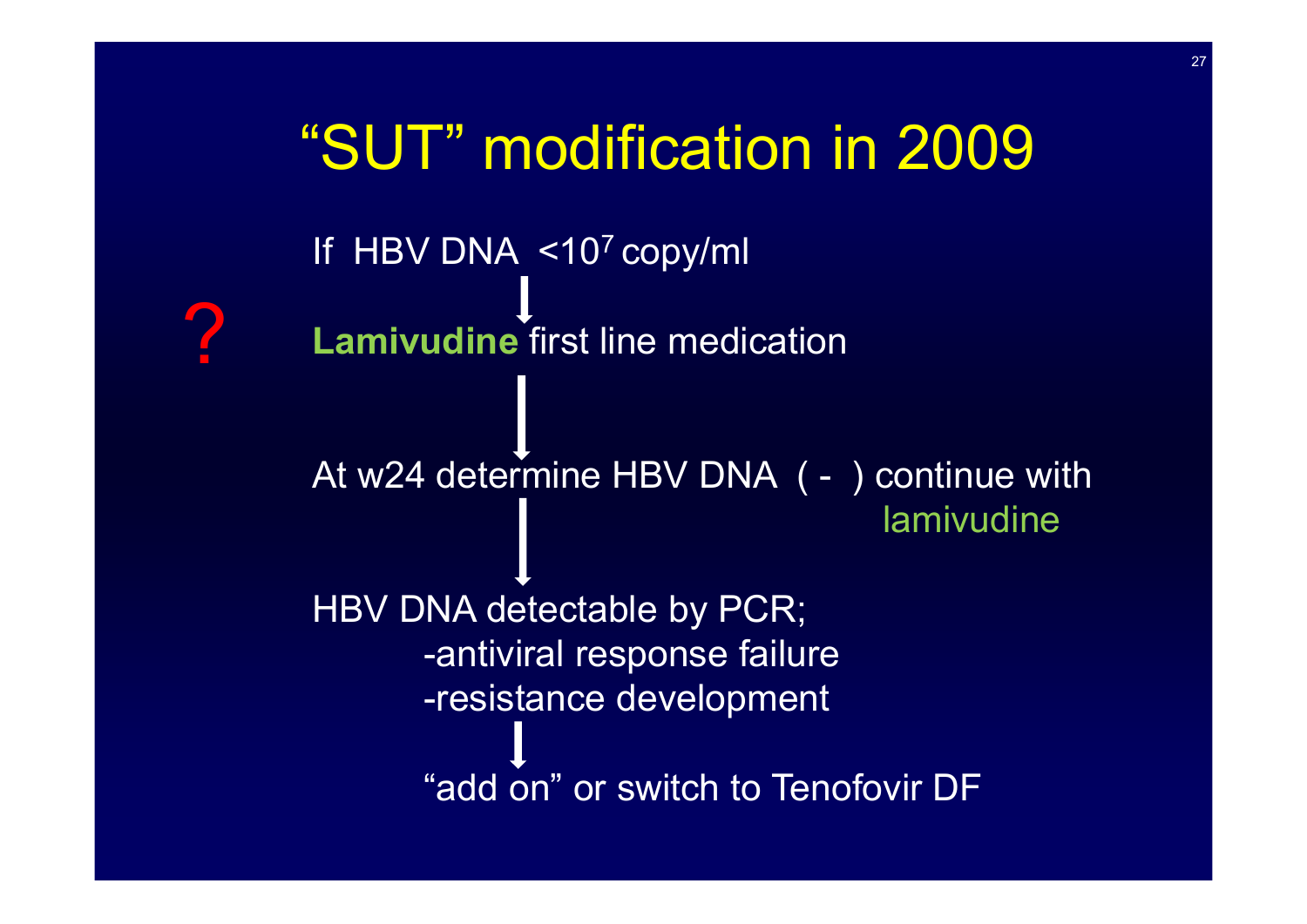# "SUT" modification in 2009

?

If HBV DNA $<10^7$ copy/ml

↓

**Lamivudine** first line medication

↓

At w24 determine HBV DNA ( - ) continue with lamivudine

↓

HBV DNA detectable by PCR;

- -antiviral response failure
- -resistance development

↓

"add on" or switch to Tenofovir DF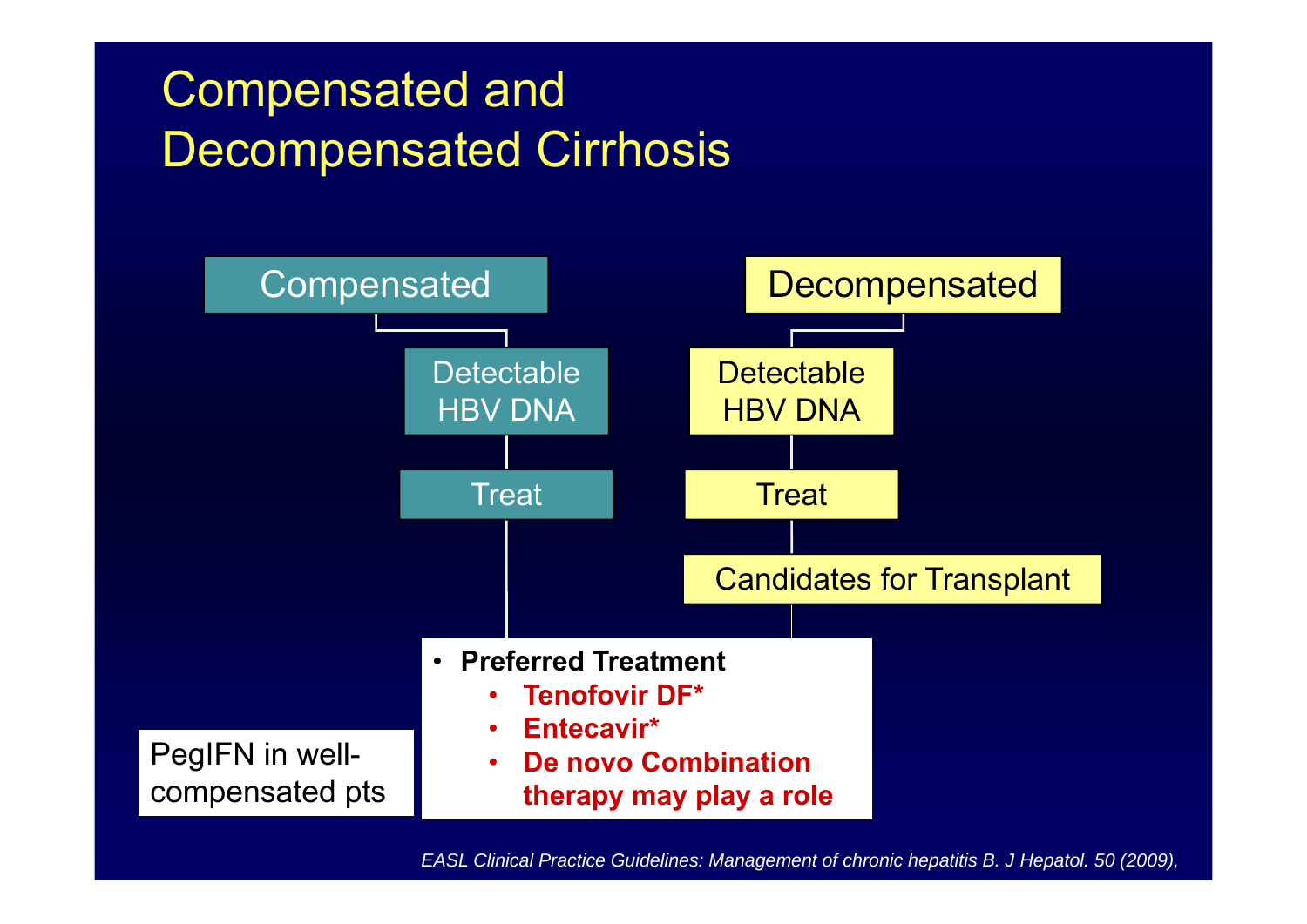# Compensated and Decompensated Cirrhosis

**Compensated**

- Detectable HBV DNA
- Treat

**Decompensated**

- Detectable HBV DNA
- Treat
- Candidates for Transplant

- **Preferred Treatment**
  - **Tenofovir DF***
  - **Entecavir***
  - **De novo Combination therapy may play a role**

PegIFN in well-compensated pts

*EASL Clinical Practice Guidelines: Management of chronic hepatitis B. J Hepatol. 50 (2009),*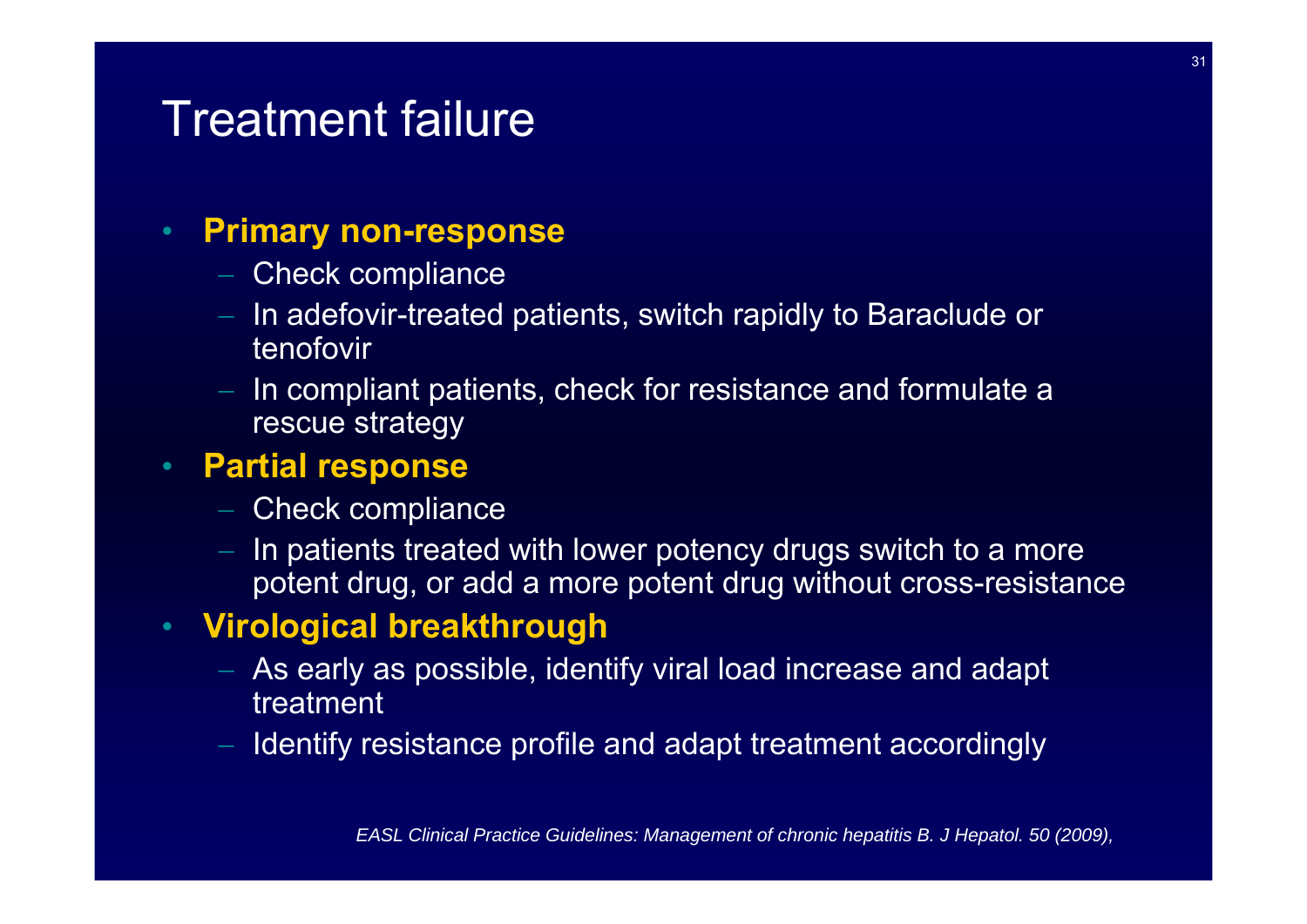# Treatment failure

- **Primary non-response**
  - Check compliance
  - In adefovir-treated patients, switch rapidly to Baraclude or tenofovir
  - In compliant patients, check for resistance and formulate a rescue strategy
- **Partial response**
  - Check compliance
  - In patients treated with lower potency drugs switch to a more potent drug, or add a more potent drug without cross-resistance
- **Virological breakthrough**
  - As early as possible, identify viral load increase and adapt treatment
  - Identify resistance profile and adapt treatment accordingly

*EASL Clinical Practice Guidelines: Management of chronic hepatitis B. J Hepatol. 50 (2009),*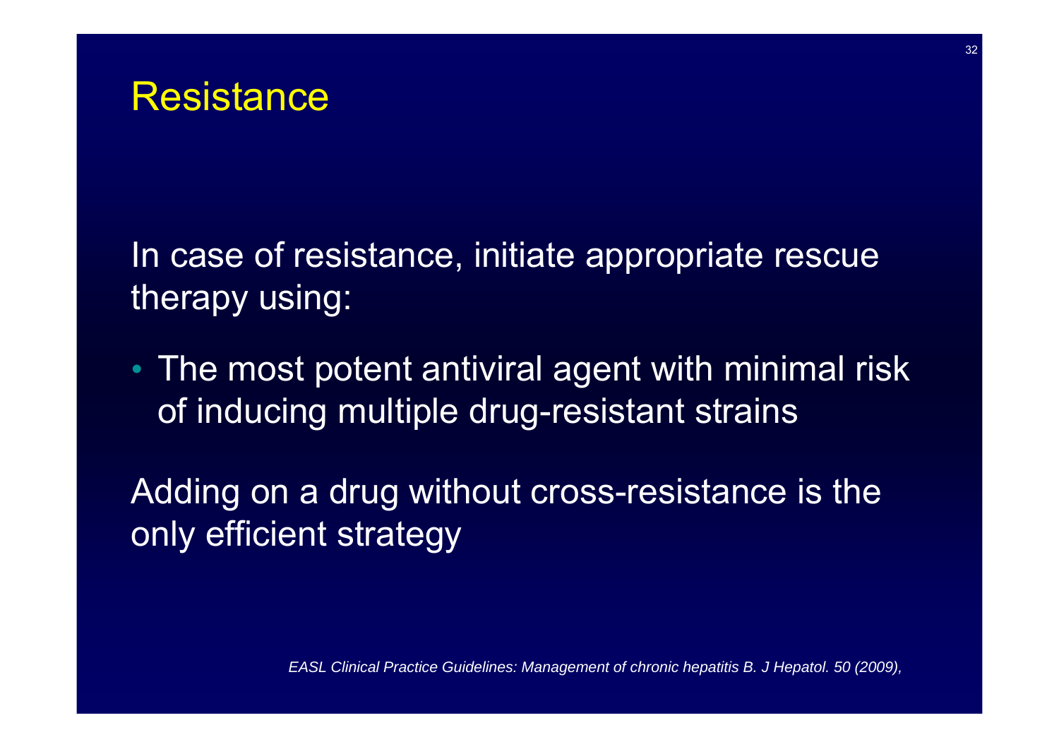# Resistance

In case of resistance, initiate appropriate rescue therapy using:

- The most potent antiviral agent with minimal risk of inducing multiple drug-resistant strains

Adding on a drug without cross-resistance is the only efficient strategy

*EASL Clinical Practice Guidelines: Management of chronic hepatitis B. J Hepatol. 50 (2009),*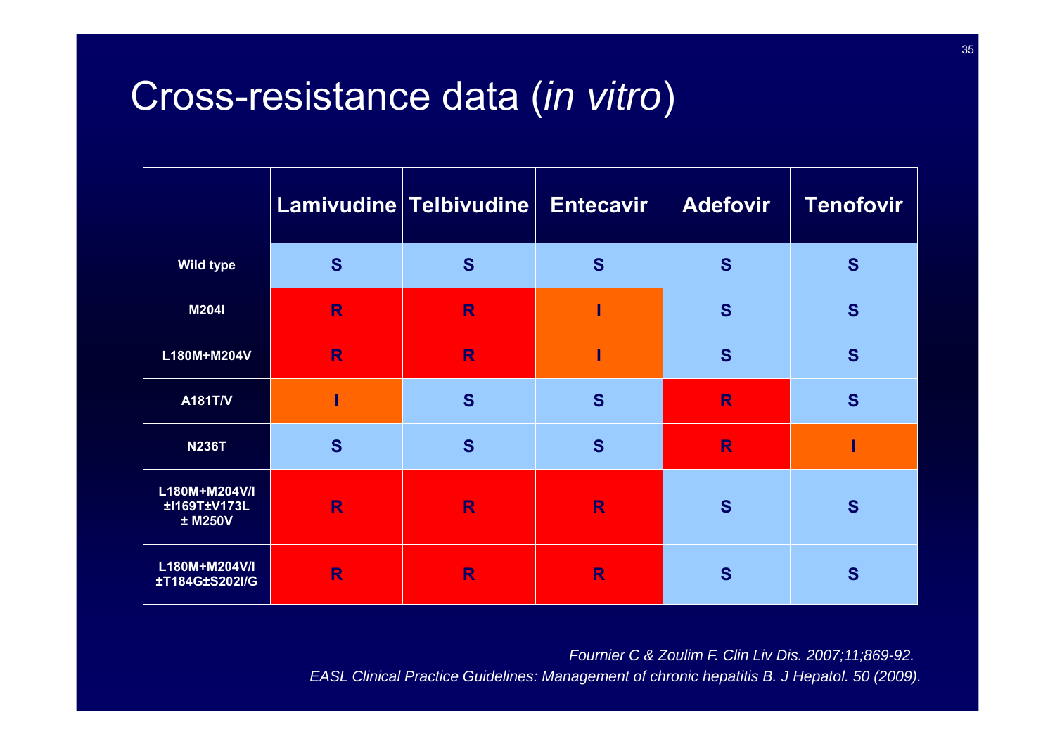# Cross-resistance data (*in vitro*)

| | Lamivudine | Telbivudine | Entecavir | Adefovir | Tenofovir |
|---|---|---|---|---|---|
| Wild type | S | S | S | S | S |
| M204I | R | R | I | S | S |
| L180M+M204V | R | R | I | S | S |
| A181T/V | I | S | S | R | S |
| N236T | S | S | S | R | I |
| L180M+M204V/I ±I169T±V173L ± M250V | R | R | R | S | S |
| L180M+M204V/I ±T184G±S202I/G | R | R | R | S | S |

*Fournier C & Zoulim F. Clin Liv Dis. 2007;11;869-92.*

*EASL Clinical Practice Guidelines: Management of chronic hepatitis B. J Hepatol. 50 (2009).*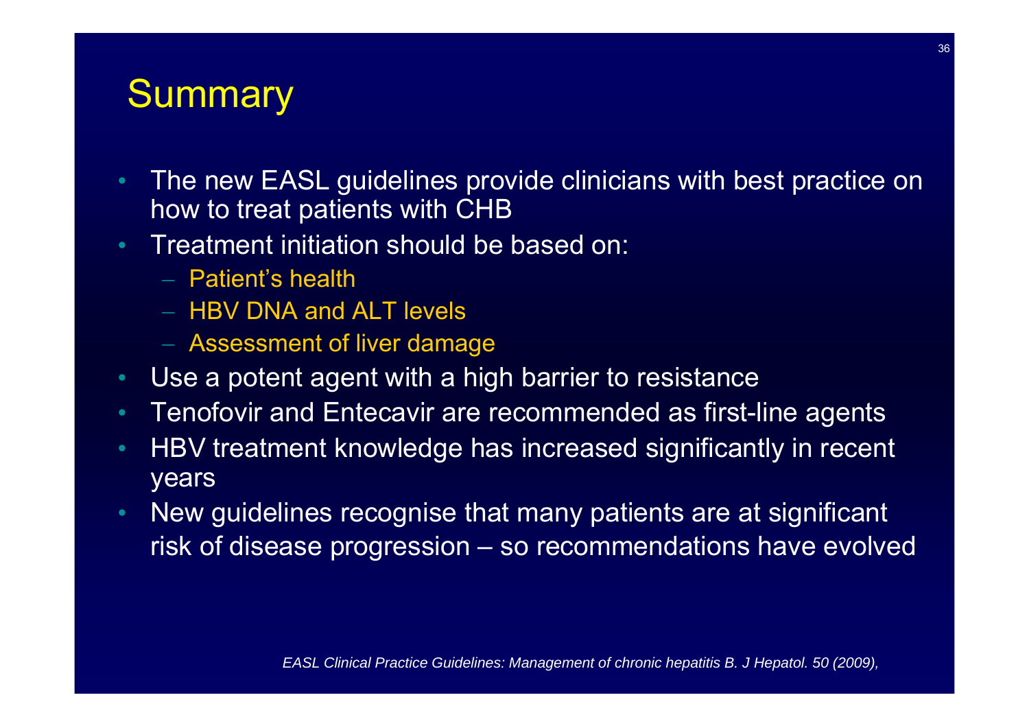# Summary

- The new EASL guidelines provide clinicians with best practice on how to treat patients with CHB
- Treatment initiation should be based on:
  - Patient's health
  - HBV DNA and ALT levels
  - Assessment of liver damage
- Use a potent agent with a high barrier to resistance
- Tenofovir and Entecavir are recommended as first-line agents
- HBV treatment knowledge has increased significantly in recent years
- New guidelines recognise that many patients are at significant risk of disease progression – so recommendations have evolved

*EASL Clinical Practice Guidelines: Management of chronic hepatitis B. J Hepatol. 50 (2009),*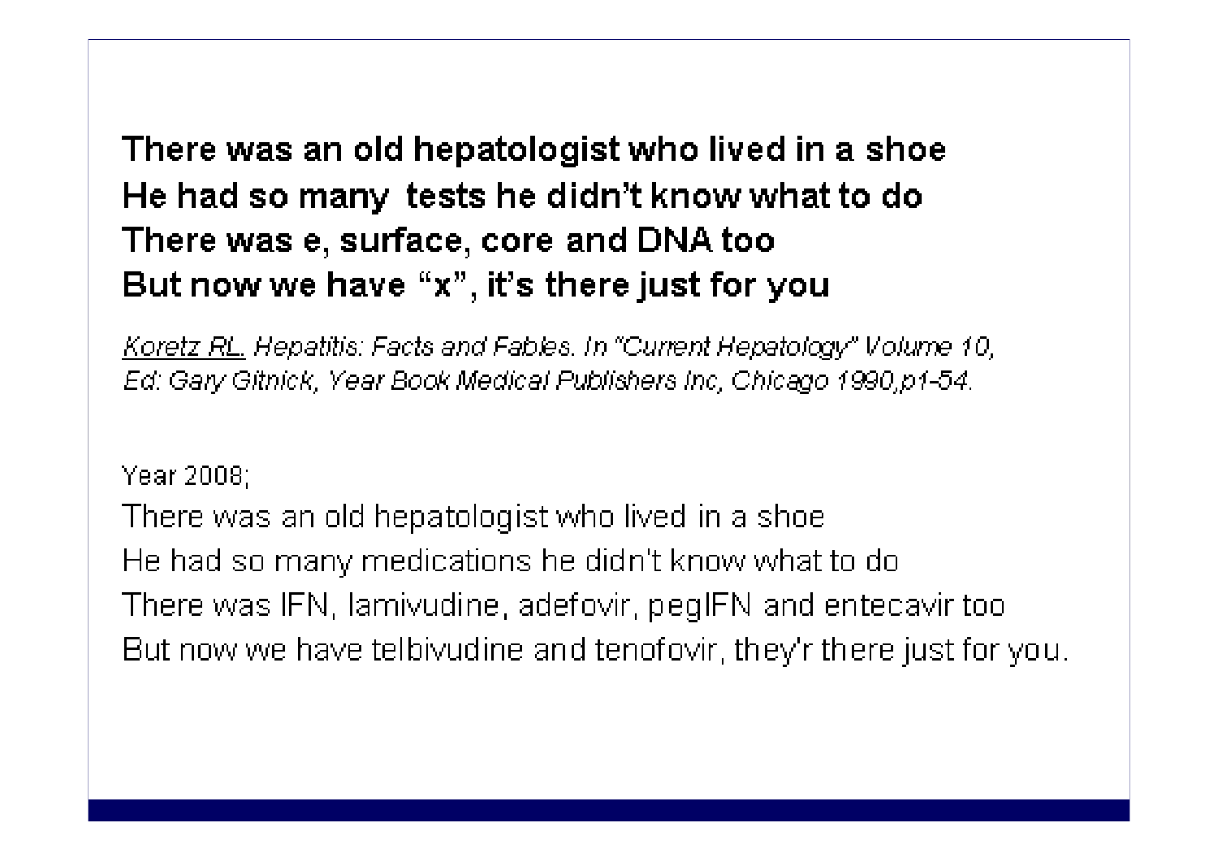**There was an old hepatologist who lived in a shoe**
**He had so many tests he didn't know what to do**
**There was e, surface, core and DNA too**
**But now we have "x", it's there just for you**

*<u>Koretz RL</u>. Hepatitis: Facts and Fables. In "Current Hepatology" Volume 10, Ed: Gary Gitnick, Year Book Medical Publishers Inc, Chicago 1990,p1-54.*

Year 2008;

There was an old hepatologist who lived in a shoe
He had so many medications he didn't know what to do
There was IFN, lamivudine, adefovir, pegIFN and entecavir too
But now we have telbivudine and tenofovir, they'r there just for you.